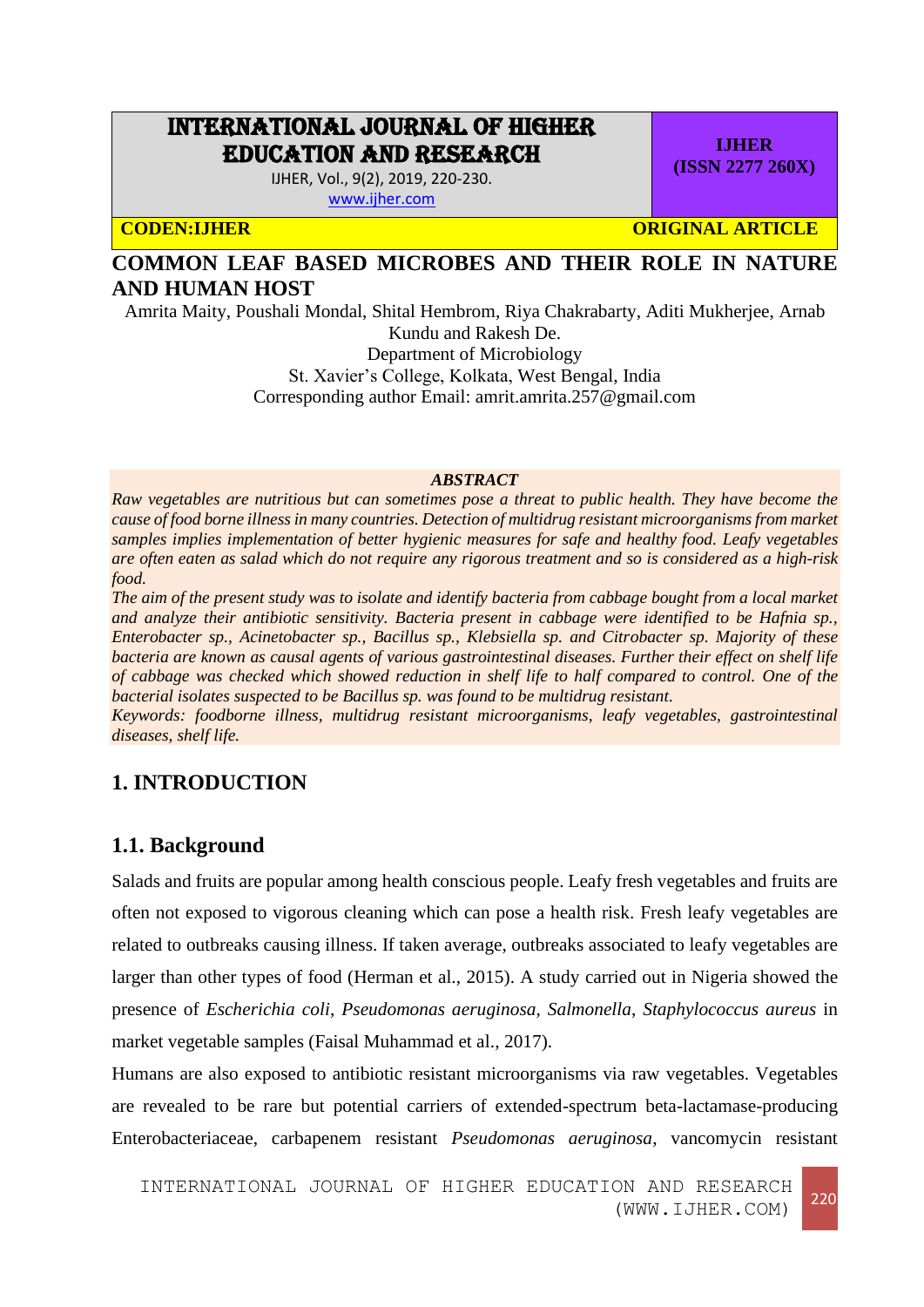# COMMON LEAF BASED MICROBES AND THEIR ROLE IN NATURE AND HUMAN HOST

Amrita Maity, Poushali Mondal, Shital Hembrom, Riya Chakrabarty, Aditi Mukherjee, Arnab Kundu and Rakesh De.

Department of Microbiology

St. Xavier's College, Kolkata, West Bengal, India

Corresponding author Email: amrit.amrita.257@gmail.com

***ABSTRACT***

*Raw vegetables are nutritious but can sometimes pose a threat to public health. They have become the cause of food borne illness in many countries. Detection of multidrug resistant microorganisms from market samples implies implementation of better hygienic measures for safe and healthy food. Leafy vegetables are often eaten as salad which do not require any rigorous treatment and so is considered as a high-risk food.*

*The aim of the present study was to isolate and identify bacteria from cabbage bought from a local market and analyze their antibiotic sensitivity. Bacteria present in cabbage were identified to be Hafnia sp., Enterobacter sp., Acinetobacter sp., Bacillus sp., Klebsiella sp. and Citrobacter sp. Majority of these bacteria are known as causal agents of various gastrointestinal diseases. Further their effect on shelf life of cabbage was checked which showed reduction in shelf life to half compared to control. One of the bacterial isolates suspected to be Bacillus sp. was found to be multidrug resistant.*

*Keywords: foodborne illness, multidrug resistant microorganisms, leafy vegetables, gastrointestinal diseases, shelf life.*

## 1. INTRODUCTION

### 1.1. Background

Salads and fruits are popular among health conscious people. Leafy fresh vegetables and fruits are often not exposed to vigorous cleaning which can pose a health risk. Fresh leafy vegetables are related to outbreaks causing illness. If taken average, outbreaks associated to leafy vegetables are larger than other types of food (Herman et al., 2015). A study carried out in Nigeria showed the presence of *Escherichia coli*, *Pseudomonas aeruginosa*, *Salmonella*, *Staphylococcus aureus* in market vegetable samples (Faisal Muhammad et al., 2017).

Humans are also exposed to antibiotic resistant microorganisms via raw vegetables. Vegetables are revealed to be rare but potential carriers of extended-spectrum beta-lactamase-producing Enterobacteriaceae, carbapenem resistant *Pseudomonas aeruginosa*, vancomycin resistant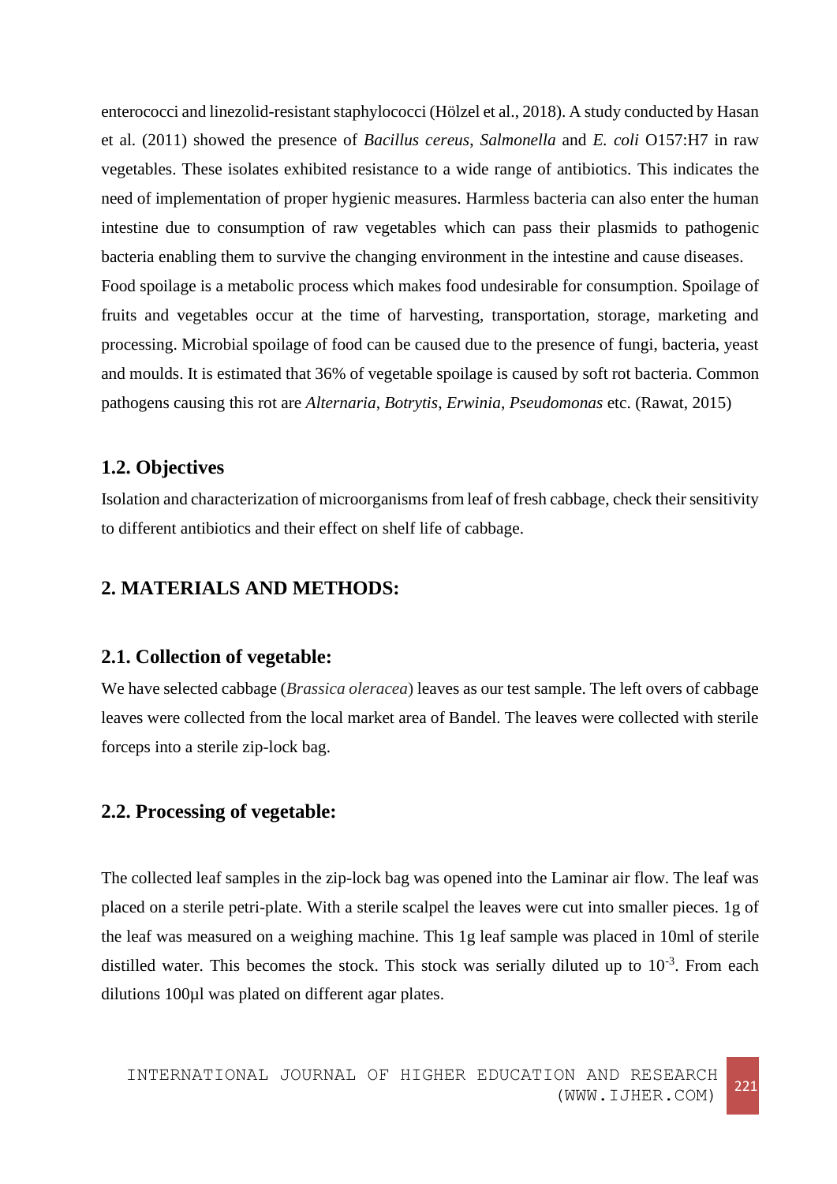enterococci and linezolid-resistant staphylococci (Hölzel et al., 2018). A study conducted by Hasan et al. (2011) showed the presence of *Bacillus cereus*, *Salmonella* and *E. coli* O157:H7 in raw vegetables. These isolates exhibited resistance to a wide range of antibiotics. This indicates the need of implementation of proper hygienic measures. Harmless bacteria can also enter the human intestine due to consumption of raw vegetables which can pass their plasmids to pathogenic bacteria enabling them to survive the changing environment in the intestine and cause diseases.

Food spoilage is a metabolic process which makes food undesirable for consumption. Spoilage of fruits and vegetables occur at the time of harvesting, transportation, storage, marketing and processing. Microbial spoilage of food can be caused due to the presence of fungi, bacteria, yeast and moulds. It is estimated that 36% of vegetable spoilage is caused by soft rot bacteria. Common pathogens causing this rot are *Alternaria*, *Botrytis*, *Erwinia*, *Pseudomonas* etc. (Rawat, 2015)

### 1.2. Objectives

Isolation and characterization of microorganisms from leaf of fresh cabbage, check their sensitivity to different antibiotics and their effect on shelf life of cabbage.

## 2. MATERIALS AND METHODS:

### 2.1. Collection of vegetable:

We have selected cabbage (*Brassica oleracea*) leaves as our test sample. The left overs of cabbage leaves were collected from the local market area of Bandel. The leaves were collected with sterile forceps into a sterile zip-lock bag.

### 2.2. Processing of vegetable:

The collected leaf samples in the zip-lock bag was opened into the Laminar air flow. The leaf was placed on a sterile petri-plate. With a sterile scalpel the leaves were cut into smaller pieces. 1g of the leaf was measured on a weighing machine. This 1g leaf sample was placed in 10ml of sterile distilled water. This becomes the stock. This stock was serially diluted up to $10^{-3}$. From each dilutions 100µl was plated on different agar plates.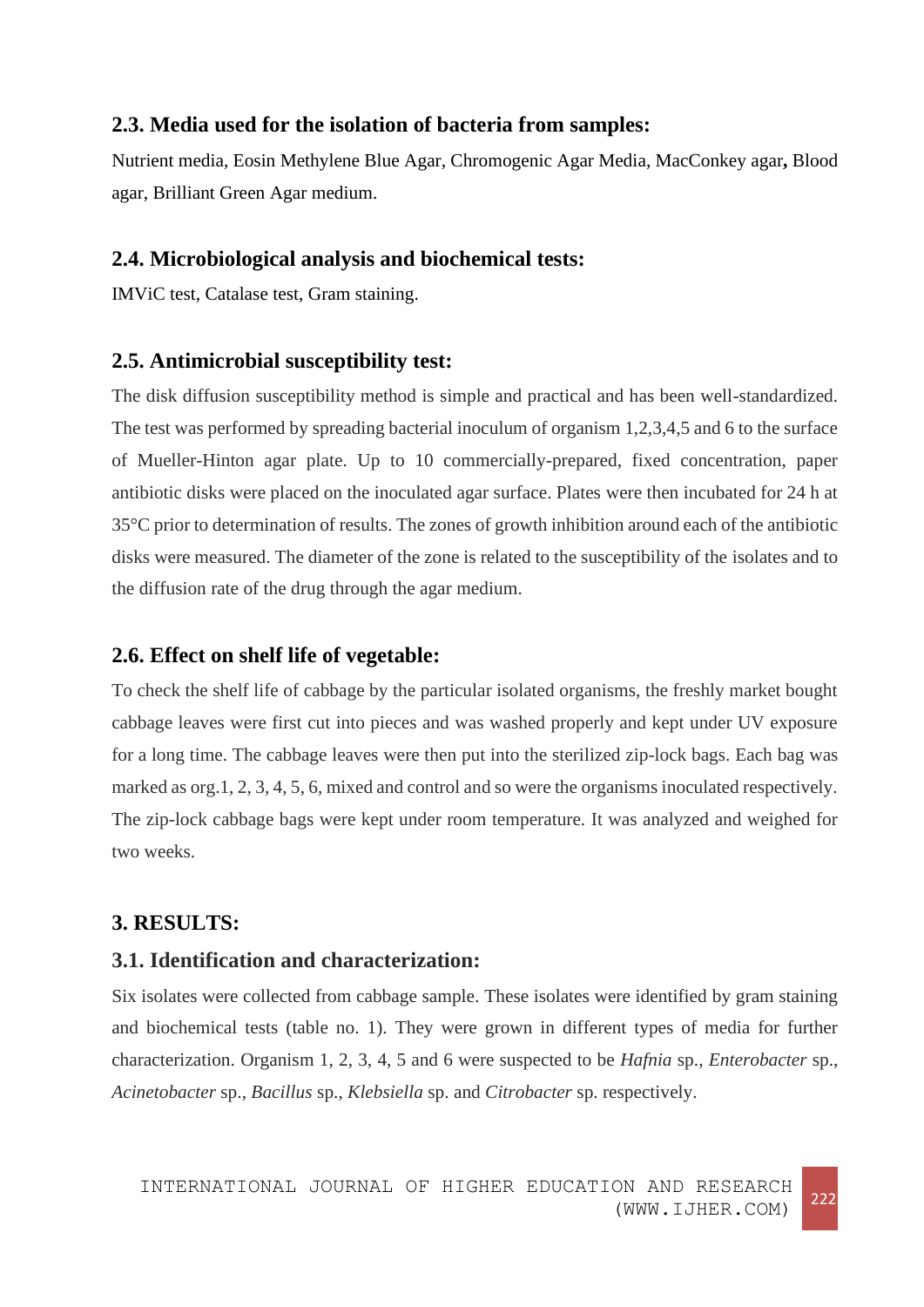### 2.3. Media used for the isolation of bacteria from samples:

Nutrient media, Eosin Methylene Blue Agar, Chromogenic Agar Media, MacConkey agar**,** Blood agar, Brilliant Green Agar medium.

### 2.4. Microbiological analysis and biochemical tests:

IMViC test, Catalase test, Gram staining.

### 2.5. Antimicrobial susceptibility test:

The disk diffusion susceptibility method is simple and practical and has been well-standardized. The test was performed by spreading bacterial inoculum of organism 1,2,3,4,5 and 6 to the surface of Mueller-Hinton agar plate. Up to 10 commercially-prepared, fixed concentration, paper antibiotic disks were placed on the inoculated agar surface. Plates were then incubated for 24 h at 35°C prior to determination of results. The zones of growth inhibition around each of the antibiotic disks were measured. The diameter of the zone is related to the susceptibility of the isolates and to the diffusion rate of the drug through the agar medium.

### 2.6. Effect on shelf life of vegetable:

To check the shelf life of cabbage by the particular isolated organisms, the freshly market bought cabbage leaves were first cut into pieces and was washed properly and kept under UV exposure for a long time. The cabbage leaves were then put into the sterilized zip-lock bags. Each bag was marked as org.1, 2, 3, 4, 5, 6, mixed and control and so were the organisms inoculated respectively. The zip-lock cabbage bags were kept under room temperature. It was analyzed and weighed for two weeks.

## 3. RESULTS:

### 3.1. Identification and characterization:

Six isolates were collected from cabbage sample. These isolates were identified by gram staining and biochemical tests (table no. 1). They were grown in different types of media for further characterization. Organism 1, 2, 3, 4, 5 and 6 were suspected to be *Hafnia* sp., *Enterobacter* sp., *Acinetobacter* sp., *Bacillus* sp., *Klebsiella* sp. and *Citrobacter* sp. respectively.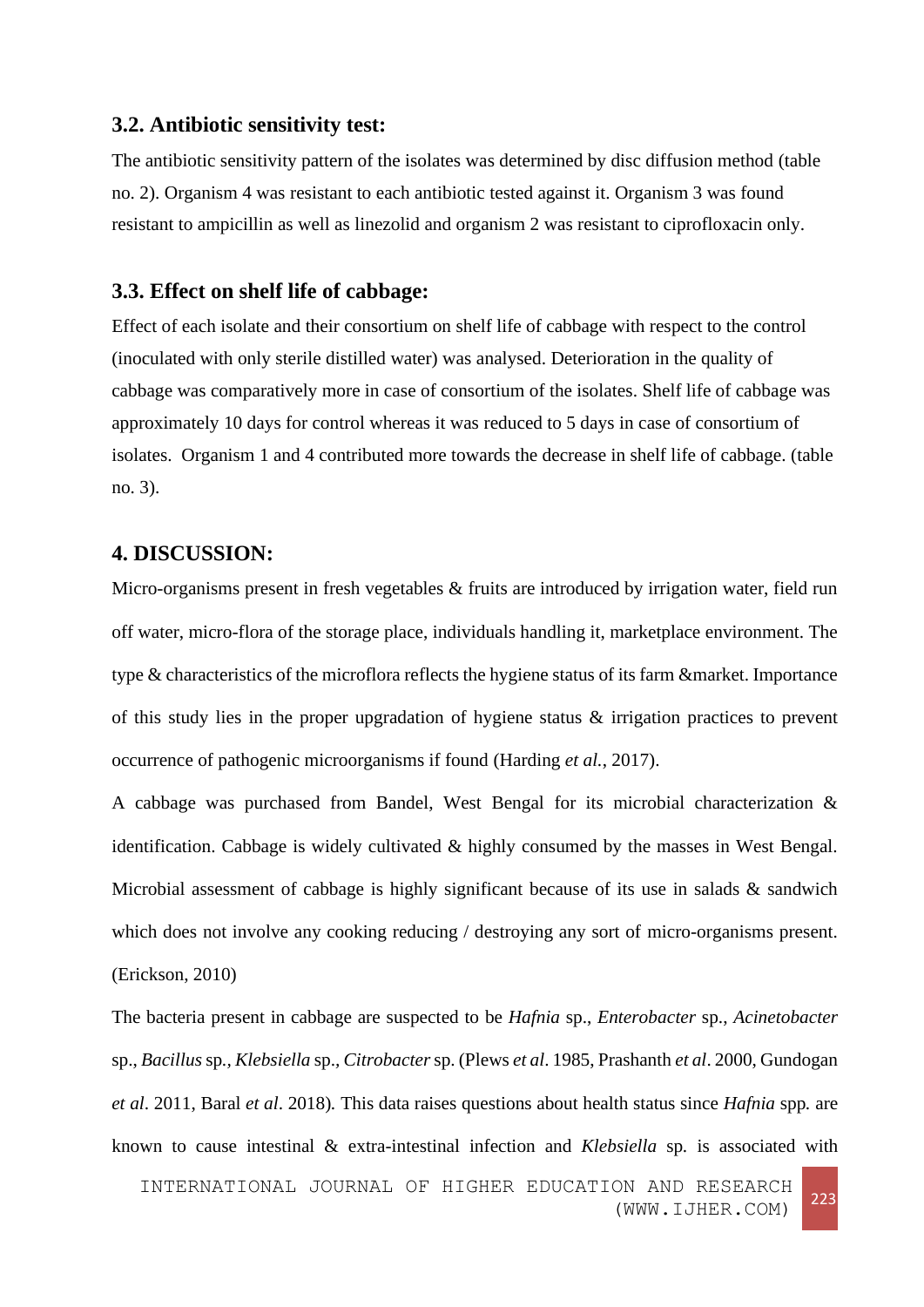### 3.2. Antibiotic sensitivity test:

The antibiotic sensitivity pattern of the isolates was determined by disc diffusion method (table no. 2). Organism 4 was resistant to each antibiotic tested against it. Organism 3 was found resistant to ampicillin as well as linezolid and organism 2 was resistant to ciprofloxacin only.

### 3.3. Effect on shelf life of cabbage:

Effect of each isolate and their consortium on shelf life of cabbage with respect to the control (inoculated with only sterile distilled water) was analysed. Deterioration in the quality of cabbage was comparatively more in case of consortium of the isolates. Shelf life of cabbage was approximately 10 days for control whereas it was reduced to 5 days in case of consortium of isolates. Organism 1 and 4 contributed more towards the decrease in shelf life of cabbage. (table no. 3).

## 4. DISCUSSION:

Micro-organisms present in fresh vegetables & fruits are introduced by irrigation water, field run off water, micro-flora of the storage place, individuals handling it, marketplace environment. The type & characteristics of the microflora reflects the hygiene status of its farm &market. Importance of this study lies in the proper upgradation of hygiene status & irrigation practices to prevent occurrence of pathogenic microorganisms if found (Harding *et al.*, 2017).

A cabbage was purchased from Bandel, West Bengal for its microbial characterization & identification. Cabbage is widely cultivated & highly consumed by the masses in West Bengal. Microbial assessment of cabbage is highly significant because of its use in salads & sandwich which does not involve any cooking reducing / destroying any sort of micro-organisms present. (Erickson, 2010)

The bacteria present in cabbage are suspected to be *Hafnia* sp., *Enterobacter* sp., *Acinetobacter* sp., *Bacillus* sp., *Klebsiella* sp., *Citrobacter* sp. (Plews *et al*. 1985, Prashanth *et al*. 2000, Gundogan *et al*. 2011, Baral *et al*. 2018). This data raises questions about health status since *Hafnia* spp. are known to cause intestinal & extra-intestinal infection and *Klebsiella* sp. is associated with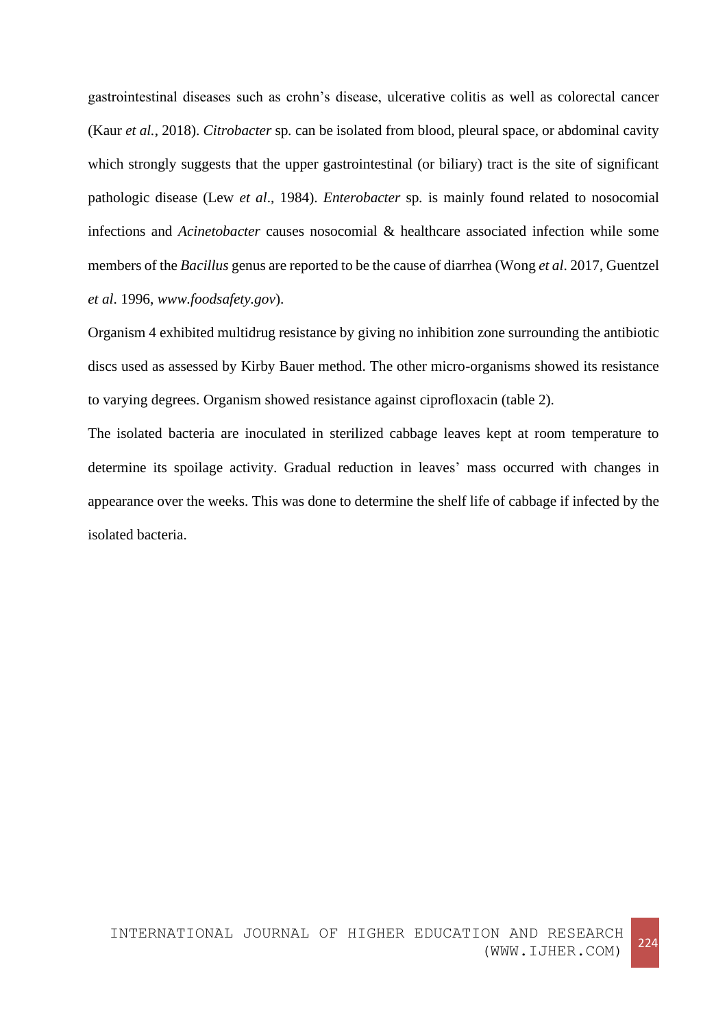gastrointestinal diseases such as crohn's disease, ulcerative colitis as well as colorectal cancer (Kaur *et al.*, 2018). *Citrobacter* sp. can be isolated from blood, pleural space, or abdominal cavity which strongly suggests that the upper gastrointestinal (or biliary) tract is the site of significant pathologic disease (Lew *et al*., 1984). *Enterobacter* sp. is mainly found related to nosocomial infections and *Acinetobacter* causes nosocomial & healthcare associated infection while some members of the *Bacillus* genus are reported to be the cause of diarrhea (Wong *et al*. 2017, Guentzel *et al*. 1996, *www.foodsafety.gov*).

Organism 4 exhibited multidrug resistance by giving no inhibition zone surrounding the antibiotic discs used as assessed by Kirby Bauer method. The other micro-organisms showed its resistance to varying degrees. Organism showed resistance against ciprofloxacin (table 2).

The isolated bacteria are inoculated in sterilized cabbage leaves kept at room temperature to determine its spoilage activity. Gradual reduction in leaves' mass occurred with changes in appearance over the weeks. This was done to determine the shelf life of cabbage if infected by the isolated bacteria.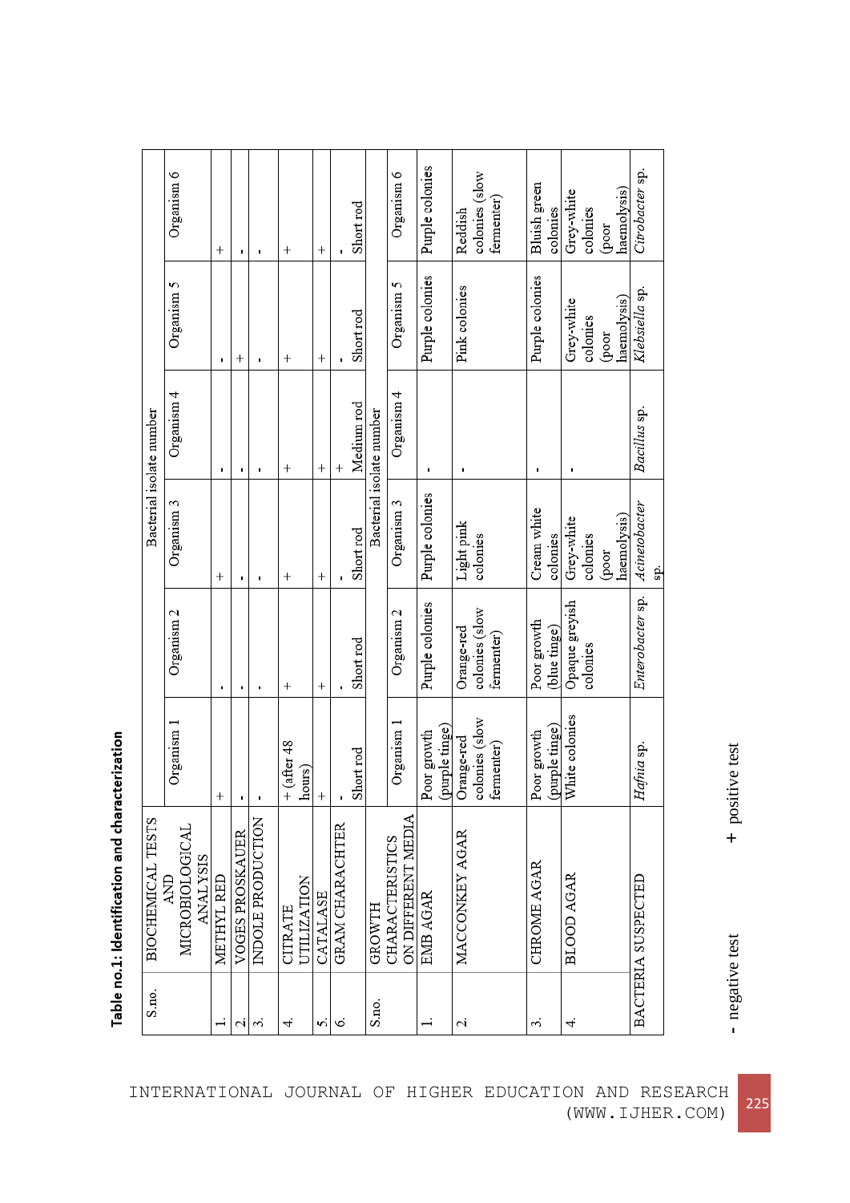**Table no.1: Identification and characterization**

| S.no. | BIOCHEMICAL TESTS AND MICROBIOLOGICAL ANALYSIS | Bacterial isolate number | | | | | |
|---|---|---|---|---|---|---|---|
| | | Organism 1 | Organism 2 | Organism 3 | Organism 4 | Organism 5 | Organism 6 |
| 1. | METHYL RED | + | - | + | - | - | + |
| 2. | VOGES PROSKAUER | - | - | - | - | + | - |
| 3. | INDOLE PRODUCTION | - | - | - | - | - | - |
| 4. | CITRATE UTILIZATION | + (after 48 hours) | + | + | + | + | + |
| 5. | CATALASE | + | + | + | + | + | + |
| 6. | GRAM CHARACHTER | - Short rod | - Short rod | - Short rod | + Medium rod | - Short rod | - Short rod |
| S.no. | GROWTH CHARACTERISTICS ON DIFFERENT MEDIA | Bacterial isolate number | | | | | |
| | | Organism 1 | Organism 2 | Organism 3 | Organism 4 | Organism 5 | Organism 6 |
| 1. | EMB AGAR | Poor growth (purple tinge) | Purple colonies | Purple colonies | - | Purple colonies | Purple colonies |
| 2. | MACCONKEY AGAR | Orange-red colonies (slow fermenter) | Orange-red colonies (slow fermenter) | Light pink colonies | - | Pink colonies | Reddish colonies (slow fermenter) |
| 3. | CHROME AGAR | Poor growth (purple tinge) | Poor growth (blue tinge) | Cream white colonies | - | Purple colonies | Bluish green colonies |
| 4. | BLOOD AGAR | White colonies | Opaque greyish colonies | Grey-white colonies (poor haemolysis) | - | Grey-white colonies (poor haemolysis) | Grey-white colonies (poor haemolysis) |
| | BACTERIA SUSPECTED | *Hafnia* sp. | *Enterobacter* sp. | *Acinetobacter* sp. | *Bacillus* sp. | *Klebsiella* sp. | *Citrobacter* sp. |

- negative test   + positive test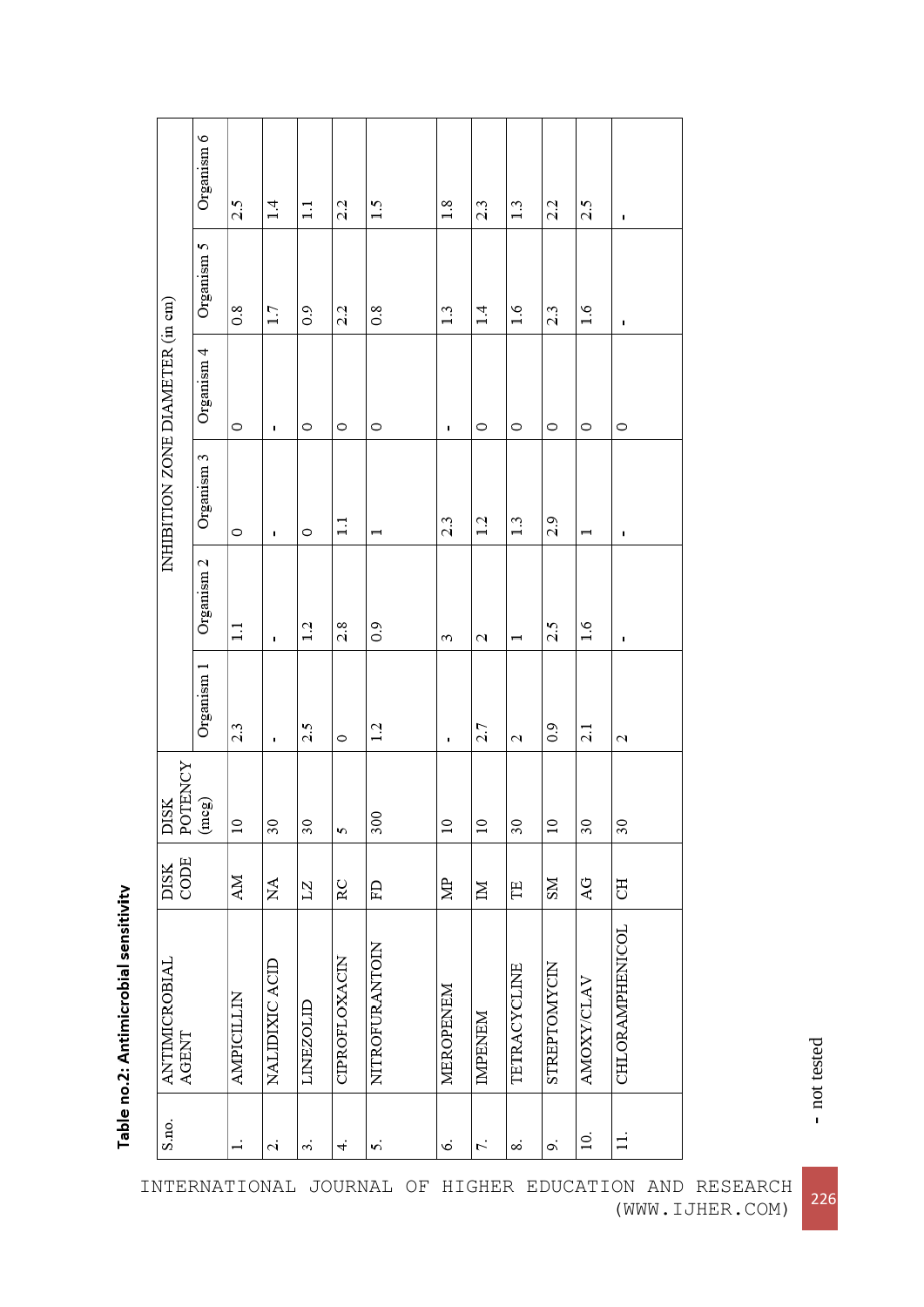**Table no.2: Antimicrobial sensitivity**

| S.no. | ANTIMICROBIAL AGENT | DISK CODE | DISK POTENCY (mcg) | INHIBITION ZONE DIAMETER (in cm) | | | | | |
|---|---|---|---|---|---|---|---|---|---|
| | | | | Organism 1 | Organism 2 | Organism 3 | Organism 4 | Organism 5 | Organism 6 |
| 1. | AMPICILLIN | AM | 10 | 2.3 | 1.1 | 0 | 0 | 0.8 | 2.5 |
| 2. | NALIDIXIC ACID | NA | 30 | - | - | - | - | 1.7 | 1.4 |
| 3. | LINEZOLID | LZ | 30 | 2.5 | 1.2 | 0 | 0 | 0.9 | 1.1 |
| 4. | CIPROFLOXACIN | RC | 5 | 0 | 2.8 | 1.1 | 0 | 2.2 | 2.2 |
| 5. | NITROFURANTOIN | FD | 300 | 1.2 | 0.9 | 1 | 0 | 0.8 | 1.5 |
| 6. | MEROPENEM | MP | 10 | - | 3 | 2.3 | - | 1.3 | 1.8 |
| 7. | IMPENEM | IM | 10 | 2.7 | 2 | 1.2 | 0 | 1.4 | 2.3 |
| 8. | TETRACYCLINE | TE | 30 | 2 | 1 | 1.3 | 0 | 1.6 | 1.3 |
| 9. | STREPTOMYCIN | SM | 10 | 0.9 | 2.5 | 2.9 | 0 | 2.3 | 2.2 |
| 10. | AMOXY/CLAV | AG | 30 | 2.1 | 1.6 | 1 | 0 | 1.6 | 2.5 |
| 11. | CHLORAMPHENICOL | CH | 30 | 2 | - | - | 0 | - | - |

- not tested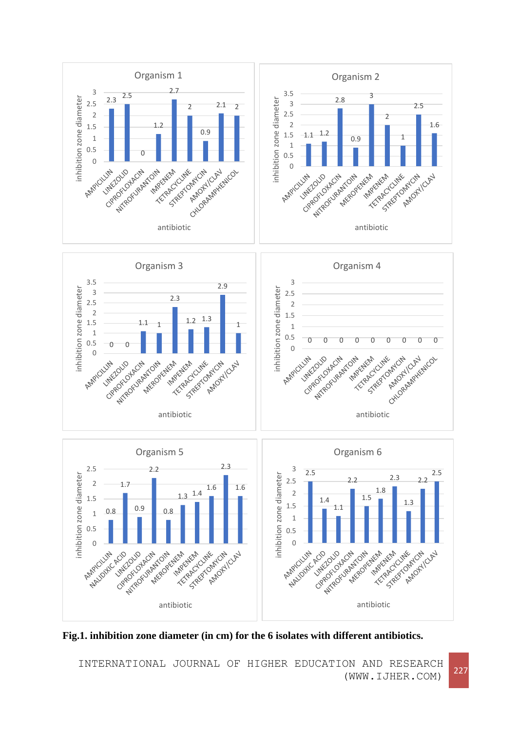**Fig.1. inhibition zone diameter (in cm) for the 6 isolates with different antibiotics.**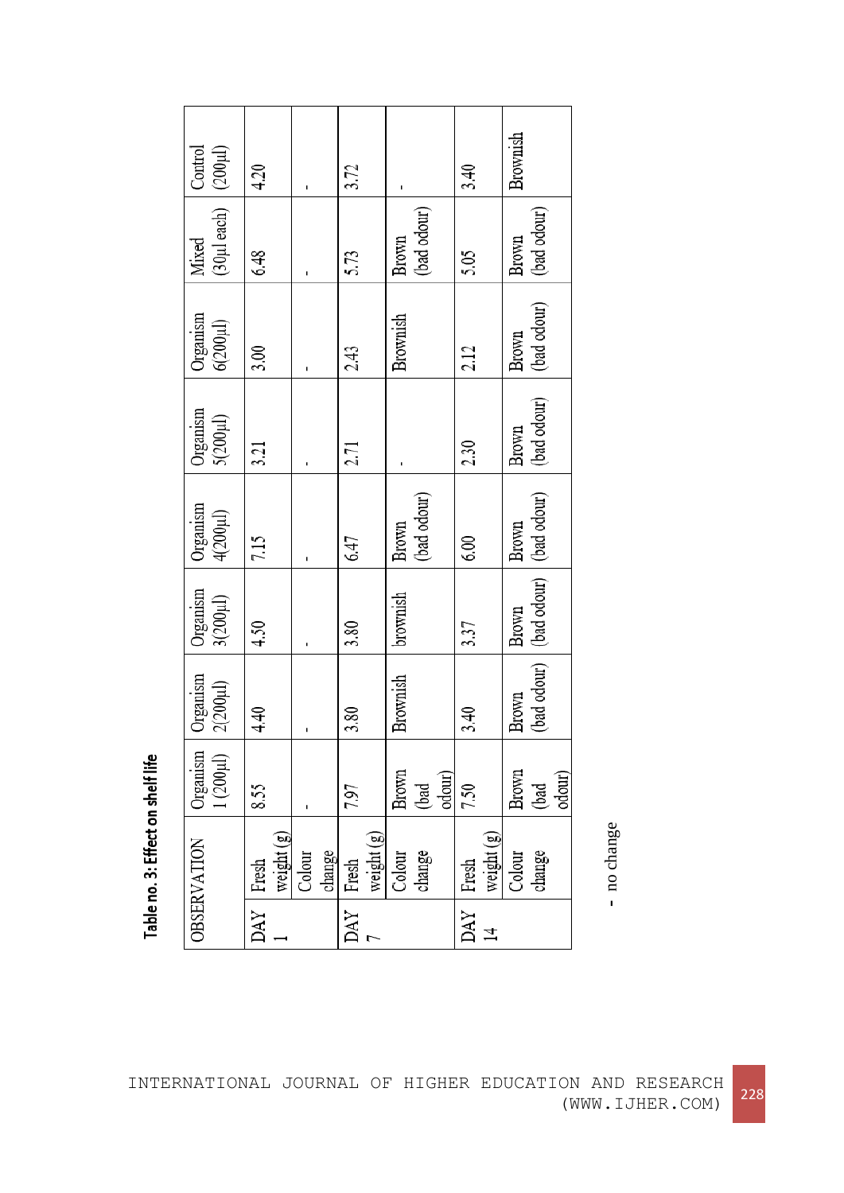**Table no. 3: Effect on shelf life**

| OBSERVATION | | Organism 1 (200µl) | Organism 2(200µl) | Organism 3(200µl) | Organism 4(200µl) | Organism 5(200µl) | Organism 6(200µl) | Mixed (30µl each) | Control (200µl) |
|---|---|---|---|---|---|---|---|---|---|
| DAY 1 | Fresh weight (g) | 8.55 | 4.40 | 4.50 | 7.15 | 3.21 | 3.00 | 6.48 | 4.20 |
| | Colour change | - | - | - | - | - | - | - | - |
| DAY 7 | Fresh weight (g) | 7.97 | 3.80 | 3.80 | 6.47 | 2.71 | 2.43 | 5.73 | 3.72 |
| | Colour change | Brown (bad odour) | Brownish | brownish | Brown (bad odour) | - | Brownish | Brown (bad odour) | - |
| DAY 14 | Fresh weight (g) | 7.50 | 3.40 | 3.37 | 6.00 | 2.30 | 2.12 | 5.05 | 3.40 |
| | Colour change | Brown (bad odour) | Brown (bad odour) | Brown (bad odour) | Brown (bad odour) | Brown (bad odour) | Brown (bad odour) | Brown (bad odour) | Brownish |

- no change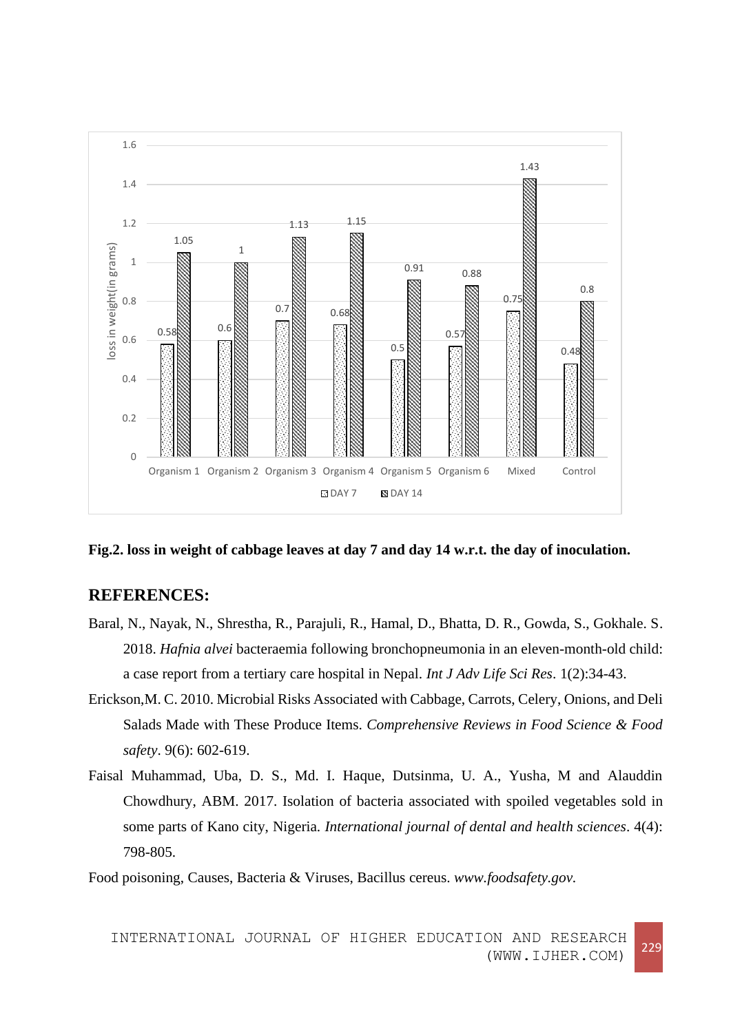Fig.2. **loss in weight of cabbage leaves at day 7 and day 14 w.r.t. the day of inoculation.**

## REFERENCES:

Baral, N., Nayak, N., Shrestha, R., Parajuli, R., Hamal, D., Bhatta, D. R., Gowda, S., Gokhale. S. 2018. *Hafnia alvei* bacteraemia following bronchopneumonia in an eleven-month-old child: a case report from a tertiary care hospital in Nepal. *Int J Adv Life Sci Res*. 1(2):34-43.

Erickson,M. C. 2010. Microbial Risks Associated with Cabbage, Carrots, Celery, Onions, and Deli Salads Made with These Produce Items. *Comprehensive Reviews in Food Science & Food safety*. 9(6): 602-619.

Faisal Muhammad, Uba, D. S., Md. I. Haque, Dutsinma, U. A., Yusha, M and Alauddin Chowdhury, ABM. 2017. Isolation of bacteria associated with spoiled vegetables sold in some parts of Kano city, Nigeria. *International journal of dental and health sciences*. 4(4): 798-805.

Food poisoning, Causes, Bacteria & Viruses, Bacillus cereus. *www.foodsafety.gov.*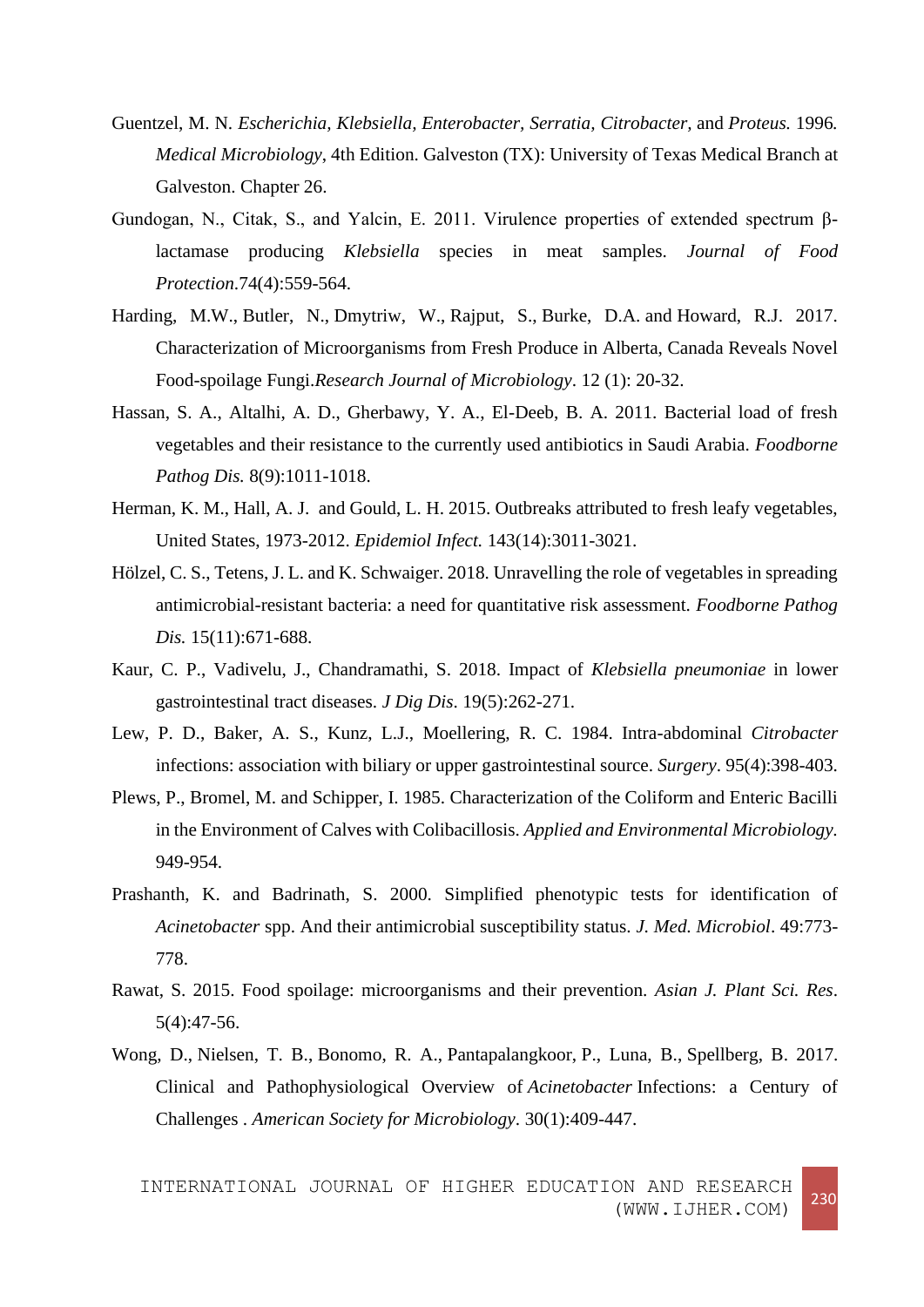Guentzel, M. N. *Escherichia, Klebsiella, Enterobacter, Serratia, Citrobacter,* and *Proteus.* 1996. *Medical Microbiology*, 4th Edition. Galveston (TX): University of Texas Medical Branch at Galveston. Chapter 26.

Gundogan, N., Citak, S., and Yalcin, E. 2011. Virulence properties of extended spectrum β-lactamase producing *Klebsiella* species in meat samples. *Journal of Food Protection*.74(4):559-564.

Harding, M.W., Butler, N., Dmytriw, W., Rajput, S., Burke, D.A. and Howard, R.J. 2017. Characterization of Microorganisms from Fresh Produce in Alberta, Canada Reveals Novel Food-spoilage Fungi.*Research Journal of Microbiology*. 12 (1): 20-32.

Hassan, S. A., Altalhi, A. D., Gherbawy, Y. A., El-Deeb, B. A. 2011. Bacterial load of fresh vegetables and their resistance to the currently used antibiotics in Saudi Arabia. *Foodborne Pathog Dis.* 8(9):1011-1018.

Herman, K. M., Hall, A. J. and Gould, L. H. 2015. Outbreaks attributed to fresh leafy vegetables, United States, 1973-2012. *Epidemiol Infect.* 143(14):3011-3021.

Hölzel, C. S., Tetens, J. L. and K. Schwaiger. 2018. Unravelling the role of vegetables in spreading antimicrobial-resistant bacteria: a need for quantitative risk assessment. *Foodborne Pathog Dis.* 15(11):671-688.

Kaur, C. P., Vadivelu, J., Chandramathi, S. 2018. Impact of *Klebsiella pneumoniae* in lower gastrointestinal tract diseases. *J Dig Dis*. 19(5):262-271.

Lew, P. D., Baker, A. S., Kunz, L.J., Moellering, R. C. 1984. Intra-abdominal *Citrobacter* infections: association with biliary or upper gastrointestinal source. *Surgery*. 95(4):398-403.

Plews, P., Bromel, M. and Schipper, I. 1985. Characterization of the Coliform and Enteric Bacilli in the Environment of Calves with Colibacillosis. *Applied and Environmental Microbiology.* 949-954.

Prashanth, K. and Badrinath, S. 2000. Simplified phenotypic tests for identification of *Acinetobacter* spp. And their antimicrobial susceptibility status. *J. Med. Microbiol*. 49:773-778.

Rawat, S. 2015. Food spoilage: microorganisms and their prevention. *Asian J. Plant Sci. Res*. 5(4):47-56.

Wong, D., Nielsen, T. B., Bonomo, R. A., Pantapalangkoor, P., Luna, B., Spellberg, B. 2017. Clinical and Pathophysiological Overview of *Acinetobacter* Infections: a Century of Challenges . *American Society for Microbiology*. 30(1):409-447.